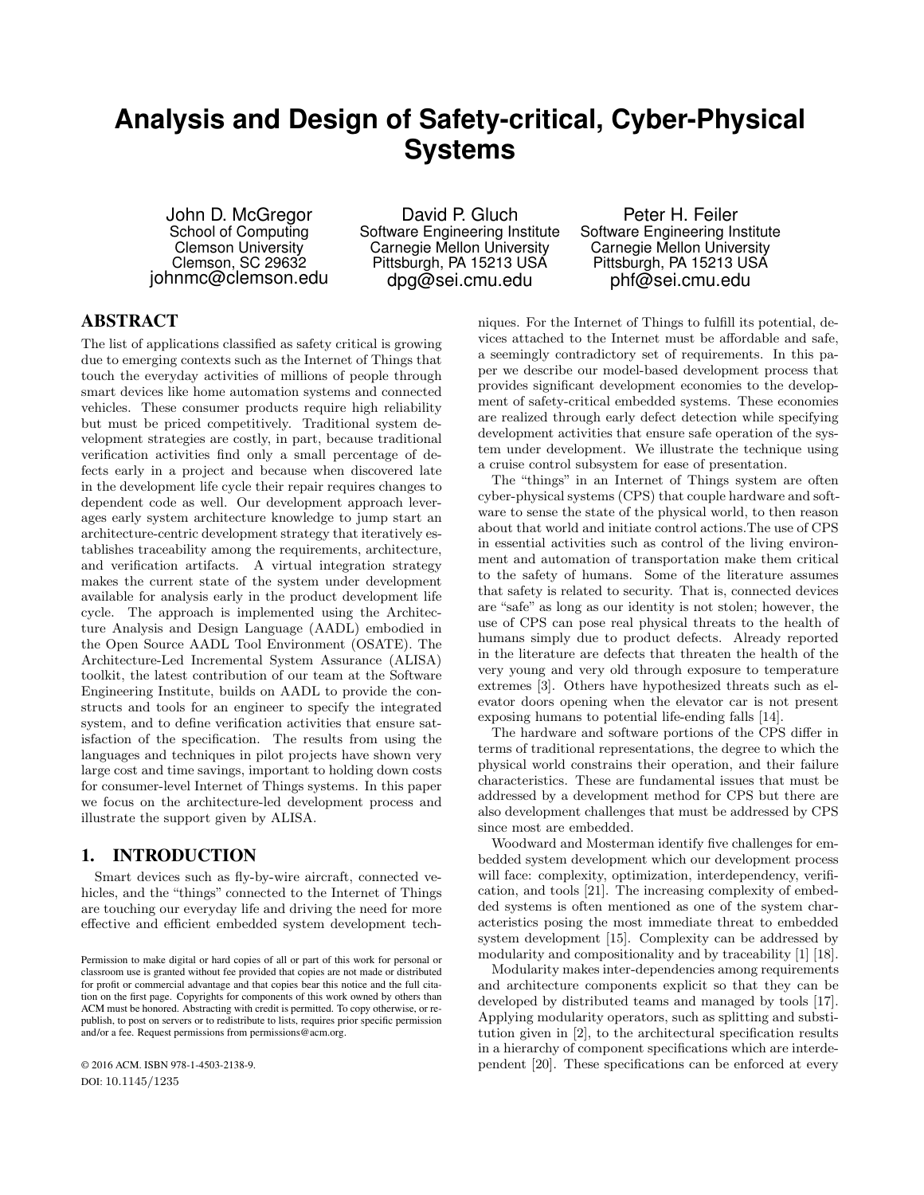# Analysis and Design of Safety-critical, Cyber-Physical Systems

John D. McGregor
School of Computing
Clemson University
Clemson, SC 29632
johnmc@clemson.edu

David P. Gluch
Software Engineering Institute
Carnegie Mellon University
Pittsburgh, PA 15213 USA
dpg@sei.cmu.edu

Peter H. Feiler
Software Engineering Institute
Carnegie Mellon University
Pittsburgh, PA 15213 USA
phf@sei.cmu.edu

## ABSTRACT

The list of applications classified as safety critical is growing due to emerging contexts such as the Internet of Things that touch the everyday activities of millions of people through smart devices like home automation systems and connected vehicles. These consumer products require high reliability but must be priced competitively. Traditional system development strategies are costly, in part, because traditional verification activities find only a small percentage of defects early in a project and because when discovered late in the development life cycle their repair requires changes to dependent code as well. Our development approach leverages early system architecture knowledge to jump start an architecture-centric development strategy that iteratively establishes traceability among the requirements, architecture, and verification artifacts. A virtual integration strategy makes the current state of the system under development available for analysis early in the product development life cycle. The approach is implemented using the Architecture Analysis and Design Language (AADL) embodied in the Open Source AADL Tool Environment (OSATE). The Architecture-Led Incremental System Assurance (ALISA) toolkit, the latest contribution of our team at the Software Engineering Institute, builds on AADL to provide the constructs and tools for an engineer to specify the integrated system, and to define verification activities that ensure satisfaction of the specification. The results from using the languages and techniques in pilot projects have shown very large cost and time savings, important to holding down costs for consumer-level Internet of Things systems. In this paper we focus on the architecture-led development process and illustrate the support given by ALISA.

## 1. INTRODUCTION

Smart devices such as fly-by-wire aircraft, connected vehicles, and the "things" connected to the Internet of Things are touching our everyday life and driving the need for more effective and efficient embedded system development techniques. For the Internet of Things to fulfill its potential, devices attached to the Internet must be affordable and safe, a seemingly contradictory set of requirements. In this paper we describe our model-based development process that provides significant development economies to the development of safety-critical embedded systems. These economies are realized through early defect detection while specifying development activities that ensure safe operation of the system under development. We illustrate the technique using a cruise control subsystem for ease of presentation.

The "things" in an Internet of Things system are often cyber-physical systems (CPS) that couple hardware and software to sense the state of the physical world, to then reason about that world and initiate control actions.The use of CPS in essential activities such as control of the living environment and automation of transportation make them critical to the safety of humans. Some of the literature assumes that safety is related to security. That is, connected devices are "safe" as long as our identity is not stolen; however, the use of CPS can pose real physical threats to the health of humans simply due to product defects. Already reported in the literature are defects that threaten the health of the very young and very old through exposure to temperature extremes [3]. Others have hypothesized threats such as elevator doors opening when the elevator car is not present exposing humans to potential life-ending falls [14].

The hardware and software portions of the CPS differ in terms of traditional representations, the degree to which the physical world constrains their operation, and their failure characteristics. These are fundamental issues that must be addressed by a development method for CPS but there are also development challenges that must be addressed by CPS since most are embedded.

Woodward and Mosterman identify five challenges for embedded system development which our development process will face: complexity, optimization, interdependency, verification, and tools [21]. The increasing complexity of embedded systems is often mentioned as one of the system characteristics posing the most immediate threat to embedded system development [15]. Complexity can be addressed by modularity and compositionality and by traceability [1] [18].

Modularity makes inter-dependencies among requirements and architecture components explicit so that they can be developed by distributed teams and managed by tools [17]. Applying modularity operators, such as splitting and substitution given in [2], to the architectural specification results in a hierarchy of component specifications which are interdependent [20]. These specifications can be enforced at every

Permission to make digital or hard copies of all or part of this work for personal or classroom use is granted without fee provided that copies are not made or distributed for profit or commercial advantage and that copies bear this notice and the full citation on the first page. Copyrights for components of this work owned by others than ACM must be honored. Abstracting with credit is permitted. To copy otherwise, or republish, to post on servers or to redistribute to lists, requires prior specific permission and/or a fee. Request permissions from permissions@acm.org.

© 2016 ACM. ISBN 978-1-4503-2138-9.

DOI: 10.1145/1235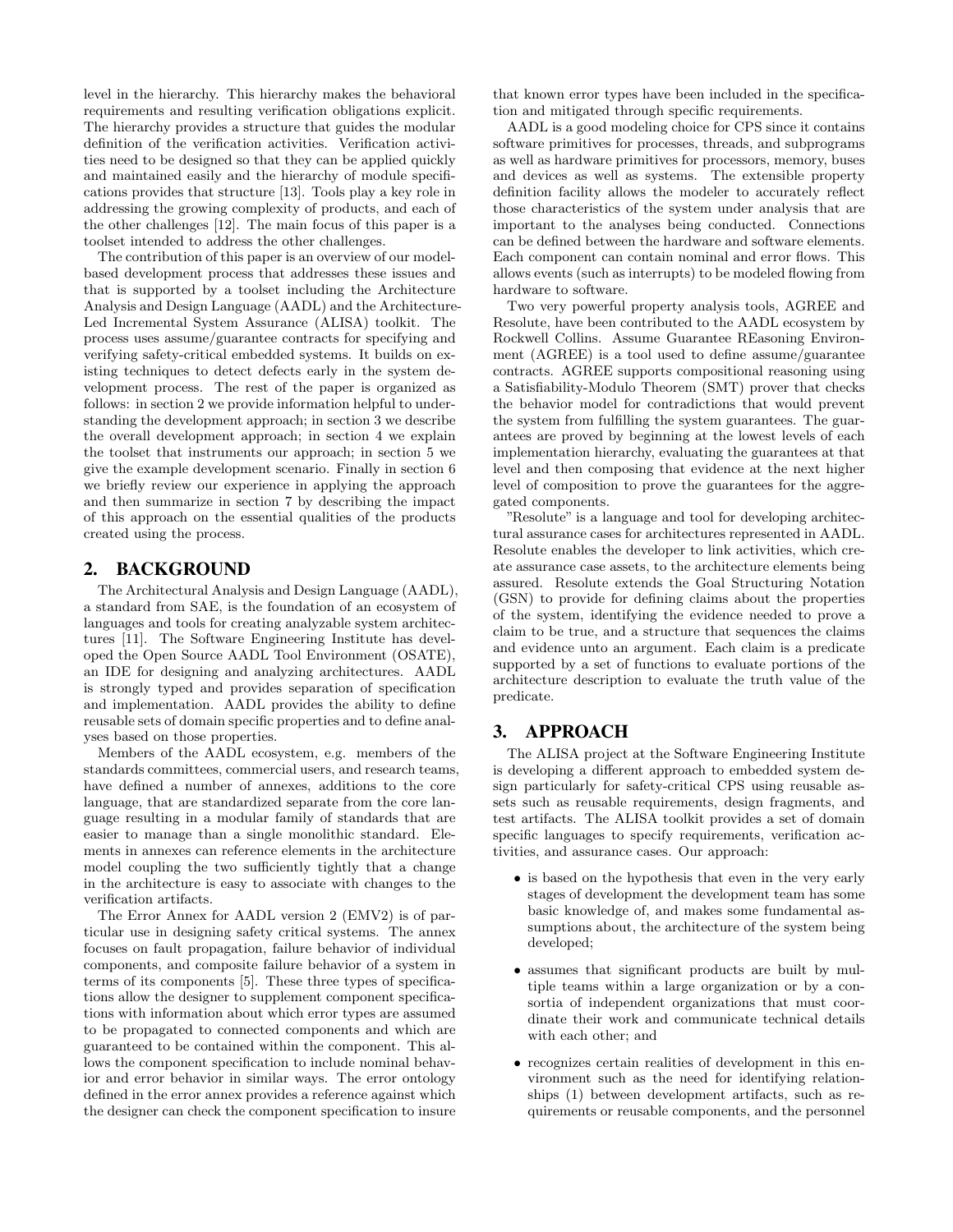level in the hierarchy. This hierarchy makes the behavioral requirements and resulting verification obligations explicit. The hierarchy provides a structure that guides the modular definition of the verification activities. Verification activities need to be designed so that they can be applied quickly and maintained easily and the hierarchy of module specifications provides that structure [13]. Tools play a key role in addressing the growing complexity of products, and each of the other challenges [12]. The main focus of this paper is a toolset intended to address the other challenges.

The contribution of this paper is an overview of our model-based development process that addresses these issues and that is supported by a toolset including the Architecture Analysis and Design Language (AADL) and the Architecture-Led Incremental System Assurance (ALISA) toolkit. The process uses assume/guarantee contracts for specifying and verifying safety-critical embedded systems. It builds on existing techniques to detect defects early in the system development process. The rest of the paper is organized as follows: in section 2 we provide information helpful to understanding the development approach; in section 3 we describe the overall development approach; in section 4 we explain the toolset that instruments our approach; in section 5 we give the example development scenario. Finally in section 6 we briefly review our experience in applying the approach and then summarize in section 7 by describing the impact of this approach on the essential qualities of the products created using the process.

## 2. BACKGROUND

The Architectural Analysis and Design Language (AADL), a standard from SAE, is the foundation of an ecosystem of languages and tools for creating analyzable system architectures [11]. The Software Engineering Institute has developed the Open Source AADL Tool Environment (OSATE), an IDE for designing and analyzing architectures. AADL is strongly typed and provides separation of specification and implementation. AADL provides the ability to define reusable sets of domain specific properties and to define analyses based on those properties.

Members of the AADL ecosystem, e.g. members of the standards committees, commercial users, and research teams, have defined a number of annexes, additions to the core language, that are standardized separate from the core language resulting in a modular family of standards that are easier to manage than a single monolithic standard. Elements in annexes can reference elements in the architecture model coupling the two sufficiently tightly that a change in the architecture is easy to associate with changes to the verification artifacts.

The Error Annex for AADL version 2 (EMV2) is of particular use in designing safety critical systems. The annex focuses on fault propagation, failure behavior of individual components, and composite failure behavior of a system in terms of its components [5]. These three types of specifications allow the designer to supplement component specifications with information about which error types are assumed to be propagated to connected components and which are guaranteed to be contained within the component. This allows the component specification to include nominal behavior and error behavior in similar ways. The error ontology defined in the error annex provides a reference against which the designer can check the component specification to insure that known error types have been included in the specification and mitigated through specific requirements.

AADL is a good modeling choice for CPS since it contains software primitives for processes, threads, and subprograms as well as hardware primitives for processors, memory, buses and devices as well as systems. The extensible property definition facility allows the modeler to accurately reflect those characteristics of the system under analysis that are important to the analyses being conducted. Connections can be defined between the hardware and software elements. Each component can contain nominal and error flows. This allows events (such as interrupts) to be modeled flowing from hardware to software.

Two very powerful property analysis tools, AGREE and Resolute, have been contributed to the AADL ecosystem by Rockwell Collins. Assume Guarantee REasoning Environment (AGREE) is a tool used to define assume/guarantee contracts. AGREE supports compositional reasoning using a Satisfiability-Modulo Theorem (SMT) prover that checks the behavior model for contradictions that would prevent the system from fulfilling the system guarantees. The guarantees are proved by beginning at the lowest levels of each implementation hierarchy, evaluating the guarantees at that level and then composing that evidence at the next higher level of composition to prove the guarantees for the aggregated components.

"Resolute" is a language and tool for developing architectural assurance cases for architectures represented in AADL. Resolute enables the developer to link activities, which create assurance case assets, to the architecture elements being assured. Resolute extends the Goal Structuring Notation (GSN) to provide for defining claims about the properties of the system, identifying the evidence needed to prove a claim to be true, and a structure that sequences the claims and evidence unto an argument. Each claim is a predicate supported by a set of functions to evaluate portions of the architecture description to evaluate the truth value of the predicate.

## 3. APPROACH

The ALISA project at the Software Engineering Institute is developing a different approach to embedded system design particularly for safety-critical CPS using reusable assets such as reusable requirements, design fragments, and test artifacts. The ALISA toolkit provides a set of domain specific languages to specify requirements, verification activities, and assurance cases. Our approach:

- is based on the hypothesis that even in the very early stages of development the development team has some basic knowledge of, and makes some fundamental assumptions about, the architecture of the system being developed;
- assumes that significant products are built by multiple teams within a large organization or by a consortia of independent organizations that must coordinate their work and communicate technical details with each other; and
- recognizes certain realities of development in this environment such as the need for identifying relationships (1) between development artifacts, such as requirements or reusable components, and the personnel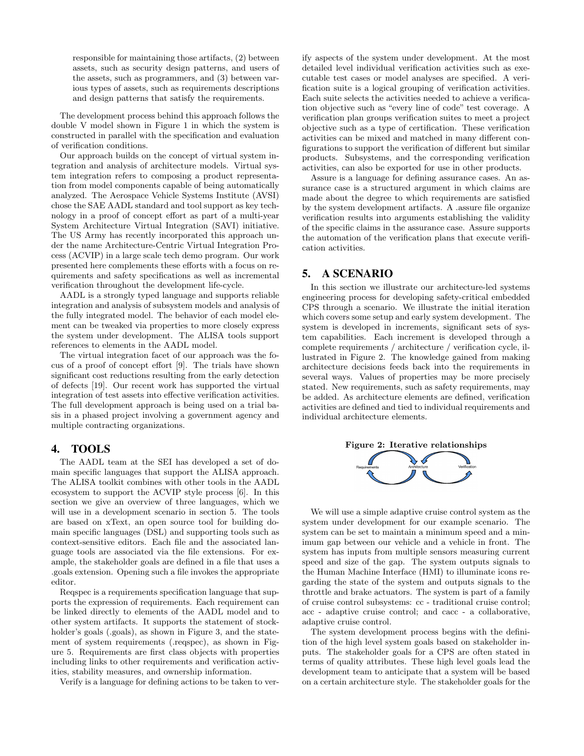responsible for maintaining those artifacts, (2) between assets, such as security design patterns, and users of the assets, such as programmers, and (3) between various types of assets, such as requirements descriptions and design patterns that satisfy the requirements.

The development process behind this approach follows the double V model shown in Figure 1 in which the system is constructed in parallel with the specification and evaluation of verification conditions.

Our approach builds on the concept of virtual system integration and analysis of architecture models. Virtual system integration refers to composing a product representation from model components capable of being automatically analyzed. The Aerospace Vehicle Systems Institute (AVSI) chose the SAE AADL standard and tool support as key technology in a proof of concept effort as part of a multi-year System Architecture Virtual Integration (SAVI) initiative. The US Army has recently incorporated this approach under the name Architecture-Centric Virtual Integration Process (ACVIP) in a large scale tech demo program. Our work presented here complements these efforts with a focus on requirements and safety specifications as well as incremental verification throughout the development life-cycle.

AADL is a strongly typed language and supports reliable integration and analysis of subsystem models and analysis of the fully integrated model. The behavior of each model element can be tweaked via properties to more closely express the system under development. The ALISA tools support references to elements in the AADL model.

The virtual integration facet of our approach was the focus of a proof of concept effort [9]. The trials have shown significant cost reductions resulting from the early detection of defects [19]. Our recent work has supported the virtual integration of test assets into effective verification activities. The full development approach is being used on a trial basis in a phased project involving a government agency and multiple contracting organizations.

## 4. TOOLS

The AADL team at the SEI has developed a set of domain specific languages that support the ALISA approach. The ALISA toolkit combines with other tools in the AADL ecosystem to support the ACVIP style process [6]. In this section we give an overview of three languages, which we will use in a development scenario in section 5. The tools are based on xText, an open source tool for building domain specific languages (DSL) and supporting tools such as context-sensitive editors. Each file and the associated language tools are associated via the file extensions. For example, the stakeholder goals are defined in a file that uses a .goals extension. Opening such a file invokes the appropriate editor.

Reqspec is a requirements specification language that supports the expression of requirements. Each requirement can be linked directly to elements of the AADL model and to other system artifacts. It supports the statement of stockholder's goals (.goals), as shown in Figure 3, and the statement of system requirements (.reqspec), as shown in Figure 5. Requirements are first class objects with properties including links to other requirements and verification activities, stability measures, and ownership information.

Verify is a language for defining actions to be taken to verify aspects of the system under development. At the most detailed level individual verification activities such as executable test cases or model analyses are specified. A verification suite is a logical grouping of verification activities. Each suite selects the activities needed to achieve a verification objective such as "every line of code" test coverage. A verification plan groups verification suites to meet a project objective such as a type of certification. These verification activities can be mixed and matched in many different configurations to support the verification of different but similar products. Subsystems, and the corresponding verification activities, can also be exported for use in other products.

Assure is a language for defining assurance cases. An assurance case is a structured argument in which claims are made about the degree to which requirements are satisfied by the system development artifacts. A .assure file organize verification results into arguments establishing the validity of the specific claims in the assurance case. Assure supports the automation of the verification plans that execute verification activities.

## 5. A SCENARIO

In this section we illustrate our architecture-led systems engineering process for developing safety-critical embedded CPS through a scenario. We illustrate the initial iteration which covers some setup and early system development. The system is developed in increments, significant sets of system capabilities. Each increment is developed through a complete requirements / architecture / verification cycle, illustrated in Figure 2. The knowledge gained from making architecture decisions feeds back into the requirements in several ways. Values of properties may be more precisely stated. New requirements, such as safety requirements, may be added. As architecture elements are defined, verification activities are defined and tied to individual requirements and individual architecture elements.

**Figure 2: Iterative relationships**

We will use a simple adaptive cruise control system as the system under development for our example scenario. The system can be set to maintain a minimum speed and a minimum gap between our vehicle and a vehicle in front. The system has inputs from multiple sensors measuring current speed and size of the gap. The system outputs signals to the Human Machine Interface (HMI) to illuminate icons regarding the state of the system and outputs signals to the throttle and brake actuators. The system is part of a family of cruise control subsystems: cc - traditional cruise control; acc - adaptive cruise control; and cacc - a collaborative, adaptive cruise control.

The system development process begins with the definition of the high level system goals based on stakeholder inputs. The stakeholder goals for a CPS are often stated in terms of quality attributes. These high level goals lead the development team to anticipate that a system will be based on a certain architecture style. The stakeholder goals for the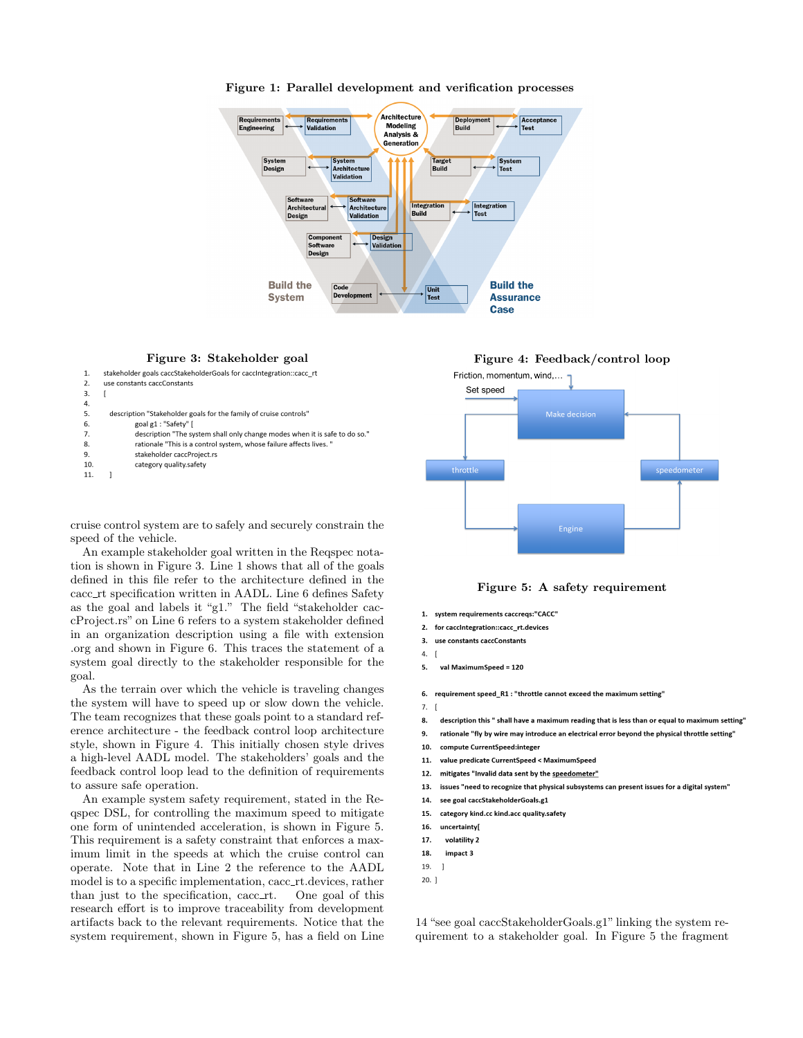**Figure 1: Parallel development and verification processes**

**Figure 3: Stakeholder goal**

```
1.   stakeholder goals caccStakeholderGoals for caccIntegration::cacc_rt
2.   use constants caccConstants
3.   [
4.
5.     description "Stakeholder goals for the family of cruise controls"
6.          goal g1 : "Safety" [
7.          description "The system shall only change modes when it is safe to do so."
8.          rationale "This is a control system, whose failure affects lives. "
9.          stakeholder caccProject.rs
10.         category quality.safety
11.    ]
```

**Figure 4: Feedback/control loop**

cruise control system are to safely and securely constrain the speed of the vehicle.

An example stakeholder goal written in the Reqspec notation is shown in Figure 3. Line 1 shows that all of the goals defined in this file refer to the architecture defined in the cacc_rt specification written in AADL. Line 6 defines Safety as the goal and labels it "g1." The field "stakeholder caccProject.rs" on Line 6 refers to a system stakeholder defined in an organization description using a file with extension .org and shown in Figure 6. This traces the statement of a system goal directly to the stakeholder responsible for the goal.

As the terrain over which the vehicle is traveling changes the system will have to speed up or slow down the vehicle. The team recognizes that these goals point to a standard reference architecture - the feedback control loop architecture style, shown in Figure 4. This initially chosen style drives a high-level AADL model. The stakeholders' goals and the feedback control loop lead to the definition of requirements to assure safe operation.

An example system safety requirement, stated in the Reqspec DSL, for controlling the maximum speed to mitigate one form of unintended acceleration, is shown in Figure 5. This requirement is a safety constraint that enforces a maximum limit in the speeds at which the cruise control can operate. Note that in Line 2 the reference to the AADL model is to a specific implementation, cacc_rt.devices, rather than just to the specification, cacc_rt. One goal of this research effort is to improve traceability from development artifacts back to the relevant requirements. Notice that the system requirement, shown in Figure 5, has a field on Line 14 "see goal caccStakeholderGoals.g1" linking the system requirement to a stakeholder goal. In Figure 5 the fragment

**Figure 5: A safety requirement**

```
1.   system requirements caccreqs:"CACC"
2.   for caccIntegration::cacc_rt.devices
3.   use constants caccConstants
4.   [
5.     val MaximumSpeed = 120

6.   requirement speed_R1 : "throttle cannot exceed the maximum setting"
7.   [
8.     description this " shall have a maximum reading that is less than or equal to maximum setting"
9.     rationale "fly by wire may introduce an electrical error beyond the physical throttle setting"
10.    compute CurrentSpeed:integer
11.    value predicate CurrentSpeed < MaximumSpeed
12.    mitigates "Invalid data sent by the speedometer"
13.    issues "need to recognize that physical subsystems can present issues for a digital system"
14.    see goal caccStakeholderGoals.g1
15.    category kind.cc kind.acc quality.safety
16.    uncertainty[
17.      volatility 2
18.      impact 3
19.    ]
20.  ]
```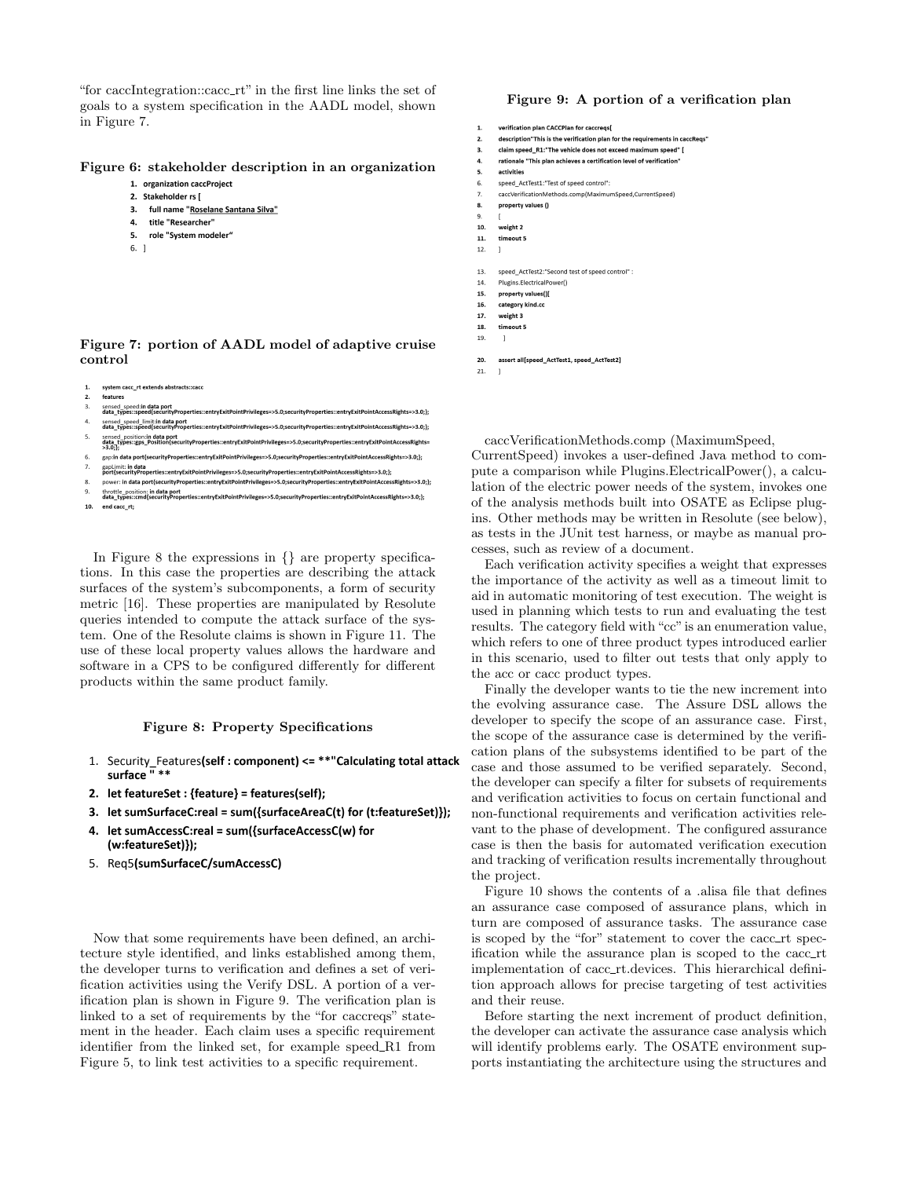"for caccIntegration::cacc_rt" in the first line links the set of goals to a system specification in the AADL model, shown in Figure 7.

**Figure 6: stakeholder description in an organization**

```
1. organization caccProject
2. Stakeholder rs [
3.   full name "Roselane Santana Silva"
4.   title "Researcher"
5.   role "System modeler"
6. ]
```

**Figure 7: portion of AADL model of adaptive cruise control**

```
1.  system cacc_rt extends abstracts::cacc
2.  features
3.  sensed_speed:in data port data_types::speed{securityProperties::entryExitPointPrivileges=>5.0;securityProperties::entryExitPointAccessRights=>3.0;};
4.  sensed_speed_limit:in data port data_types::speed{securityProperties::entryExitPointPrivileges=>5.0;securityProperties::entryExitPointAccessRights=>3.0;};
5.  sensed_position:in data port data_types::gps_Position{securityProperties::entryExitPointPrivileges=>5.0;securityProperties::entryExitPointAccessRights=>3.0;};
6.  gap:in data port{securityProperties::entryExitPointPrivileges=>5.0;securityProperties::entryExitPointAccessRights=>3.0;};
7.  gapLimit: in data port{securityProperties::entryExitPointPrivileges=>5.0;securityProperties::entryExitPointAccessRights=>3.0;};
8.  power: in data port{securityProperties::entryExitPointPrivileges=>5.0;securityProperties::entryExitPointAccessRights=>3.0;};
9.  throttle_position: in data port data_types::cmd{securityProperties::entryExitPointPrivileges=>5.0;securityProperties::entryExitPointAccessRights=>3.0;};
10. end cacc_rt;
```

In Figure 8 the expressions in {} are property specifications. In this case the properties are describing the attack surfaces of the system's subcomponents, a form of security metric [16]. These properties are manipulated by Resolute queries intended to compute the attack surface of the system. One of the Resolute claims is shown in Figure 11. The use of these local property values allows the hardware and software in a CPS to be configured differently for different products within the same product family.

**Figure 8: Property Specifications**

```
1. Security_Features(self : component) <= **"Calculating total attack surface " **
2. let featureSet : {feature} = features(self);
3. let sumSurfaceC:real = sum({surfaceAreaC(t) for (t:featureSet)});
4. let sumAccessC:real = sum({surfaceAccessC(w) for (w:featureSet)});
5. Req5(sumSurfaceC/sumAccessC)
```

Now that some requirements have been defined, an architecture style identified, and links established among them, the developer turns to verification and defines a set of verification activities using the Verify DSL. A portion of a verification plan is shown in Figure 9. The verification plan is linked to a set of requirements by the "for caccreqs" statement in the header. Each claim uses a specific requirement identifier from the linked set, for example speed_R1 from Figure 5, to link test activities to a specific requirement.

**Figure 9: A portion of a verification plan**

```
1.  verification plan CACCPlan for caccreqs[
2.  description"This is the verification plan for the requirements in caccReqs"
3.  claim speed_R1:"The vehicle does not exceed maximum speed" [
4.  rationale "This plan achieves a certification level of verification"
5.  activities
6.  speed_ActTest1:"Test of speed control":
7.  caccVerificationMethods.comp(MaximumSpeed,CurrentSpeed)
8.  property values ()
9.  [
10. weight 2
11. timeout 5
12. ]

13. speed_ActTest2:"Second test of speed control" :
14. Plugins.ElectricalPower()
15. property values()[
16. category kind.cc
17. weight 3
18. timeout 5
19.   ]

20. assert all[speed_ActTest1, speed_ActTest2]
21. ]
```

caccVerificationMethods.comp (MaximumSpeed, CurrentSpeed) invokes a user-defined Java method to compute a comparison while Plugins.ElectricalPower(), a calculation of the electric power needs of the system, invokes one of the analysis methods built into OSATE as Eclipse plugins. Other methods may be written in Resolute (see below), as tests in the JUnit test harness, or maybe as manual processes, such as review of a document.

Each verification activity specifies a weight that expresses the importance of the activity as well as a timeout limit to aid in automatic monitoring of test execution. The weight is used in planning which tests to run and evaluating the test results. The category field with "cc" is an enumeration value, which refers to one of three product types introduced earlier in this scenario, used to filter out tests that only apply to the acc or cacc product types.

Finally the developer wants to tie the new increment into the evolving assurance case. The Assure DSL allows the developer to specify the scope of an assurance case. First, the scope of the assurance case is determined by the verification plans of the subsystems identified to be part of the case and those assumed to be verified separately. Second, the developer can specify a filter for subsets of requirements and verification activities to focus on certain functional and non-functional requirements and verification activities relevant to the phase of development. The configured assurance case is then the basis for automated verification execution and tracking of verification results incrementally throughout the project.

Figure 10 shows the contents of a .alisa file that defines an assurance case composed of assurance plans, which in turn are composed of assurance tasks. The assurance case is scoped by the "for" statement to cover the cacc_rt specification while the assurance plan is scoped to the cacc_rt implementation of cacc_rt.devices. This hierarchical definition approach allows for precise targeting of test activities and their reuse.

Before starting the next increment of product definition, the developer can activate the assurance case analysis which will identify problems early. The OSATE environment supports instantiating the architecture using the structures and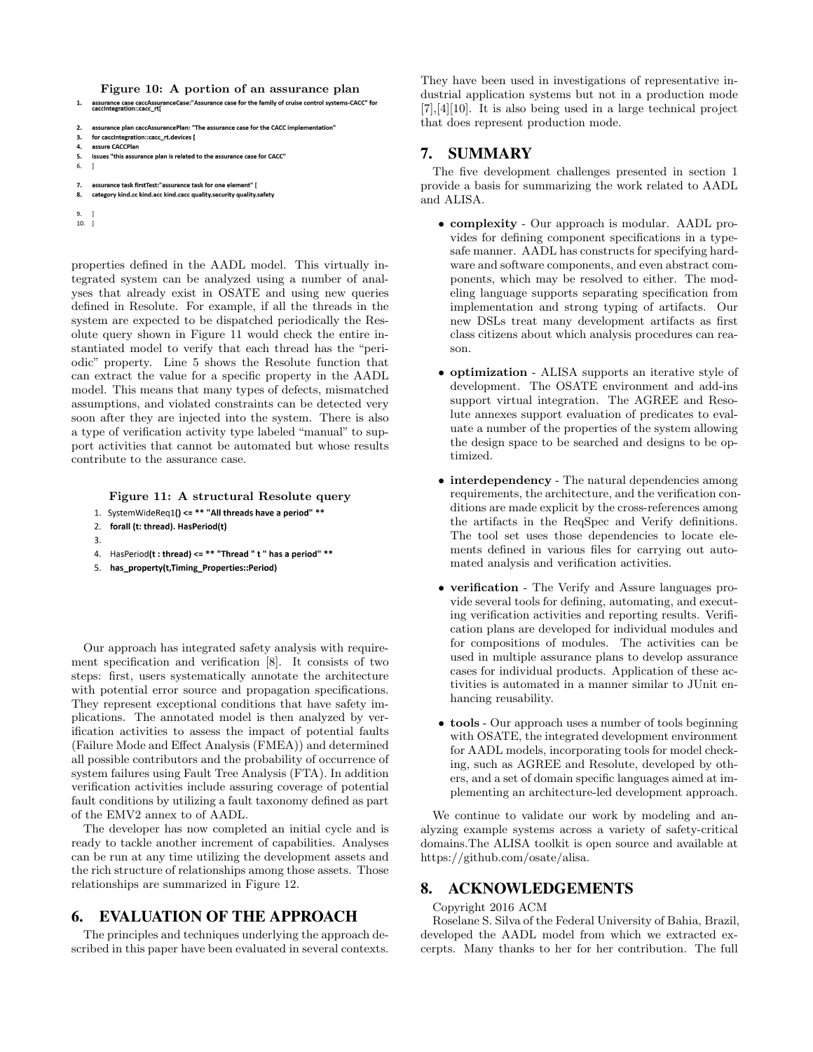**Figure 10: A portion of an assurance plan**

```
1.  assurance case caccAssuranceCase:"Assurance case for the family of cruise control systems-CACC" for
    caccIntegration::cacc_rt[

2.  assurance plan caccAssurancePlan: "The assurance case for the CACC implementation"
3.  for caccIntegration::cacc_rt.devices [
4.  assure CACCPlan
5.  issues "this assurance plan is related to the assurance case for CACC"
6.  ]

7.  assurance task firstTest:"assurance task for one element" [
8.  category kind.cc kind.acc kind.cacc quality.security quality.safety

9.  ]
10. ]
```

properties defined in the AADL model. This virtually integrated system can be analyzed using a number of analyses that already exist in OSATE and using new queries defined in Resolute. For example, if all the threads in the system are expected to be dispatched periodically the Resolute query shown in Figure 11 would check the entire instantiated model to verify that each thread has the "periodic" property. Line 5 shows the Resolute function that can extract the value for a specific property in the AADL model. This means that many types of defects, mismatched assumptions, and violated constraints can be detected very soon after they are injected into the system. There is also a type of verification activity type labeled "manual" to support activities that cannot be automated but whose results contribute to the assurance case.

**Figure 11: A structural Resolute query**

```
1. SystemWideReq1() <= ** "All threads have a period" **
2. forall (t: thread). HasPeriod(t)
3.
4. HasPeriod(t : thread) <= ** "Thread " t " has a period" **
5. has_property(t,Timing_Properties::Period)
```

Our approach has integrated safety analysis with requirement specification and verification [8]. It consists of two steps: first, users systematically annotate the architecture with potential error source and propagation specifications. They represent exceptional conditions that have safety implications. The annotated model is then analyzed by verification activities to assess the impact of potential faults (Failure Mode and Effect Analysis (FMEA)) and determined all possible contributors and the probability of occurrence of system failures using Fault Tree Analysis (FTA). In addition verification activities include assuring coverage of potential fault conditions by utilizing a fault taxonomy defined as part of the EMV2 annex to of AADL.

The developer has now completed an initial cycle and is ready to tackle another increment of capabilities. Analyses can be run at any time utilizing the development assets and the rich structure of relationships among those assets. Those relationships are summarized in Figure 12.

## 6. EVALUATION OF THE APPROACH

The principles and techniques underlying the approach described in this paper have been evaluated in several contexts. They have been used in investigations of representative industrial application systems but not in a production mode [7],[4][10]. It is also being used in a large technical project that does represent production mode.

## 7. SUMMARY

The five development challenges presented in section 1 provide a basis for summarizing the work related to AADL and ALISA.

- **complexity** - Our approach is modular. AADL provides for defining component specifications in a type-safe manner. AADL has constructs for specifying hardware and software components, and even abstract components, which may be resolved to either. The modeling language supports separating specification from implementation and strong typing of artifacts. Our new DSLs treat many development artifacts as first class citizens about which analysis procedures can reason.
- **optimization** - ALISA supports an iterative style of development. The OSATE environment and add-ins support virtual integration. The AGREE and Resolute annexes support evaluation of predicates to evaluate a number of the properties of the system allowing the design space to be searched and designs to be optimized.
- **interdependency** - The natural dependencies among requirements, the architecture, and the verification conditions are made explicit by the cross-references among the artifacts in the ReqSpec and Verify definitions. The tool set uses those dependencies to locate elements defined in various files for carrying out automated analysis and verification activities.
- **verification** - The Verify and Assure languages provide several tools for defining, automating, and executing verification activities and reporting results. Verification plans are developed for individual modules and for compositions of modules. The activities can be used in multiple assurance plans to develop assurance cases for individual products. Application of these activities is automated in a manner similar to JUnit enhancing reusability.
- **tools** - Our approach uses a number of tools beginning with OSATE, the integrated development environment for AADL models, incorporating tools for model checking, such as AGREE and Resolute, developed by others, and a set of domain specific languages aimed at implementing an architecture-led development approach.

We continue to validate our work by modeling and analyzing example systems across a variety of safety-critical domains.The ALISA toolkit is open source and available at https://github.com/osate/alisa.

## 8. ACKNOWLEDGEMENTS

Copyright 2016 ACM

Roselane S. Silva of the Federal University of Bahia, Brazil, developed the AADL model from which we extracted excerpts. Many thanks to her for her contribution. The full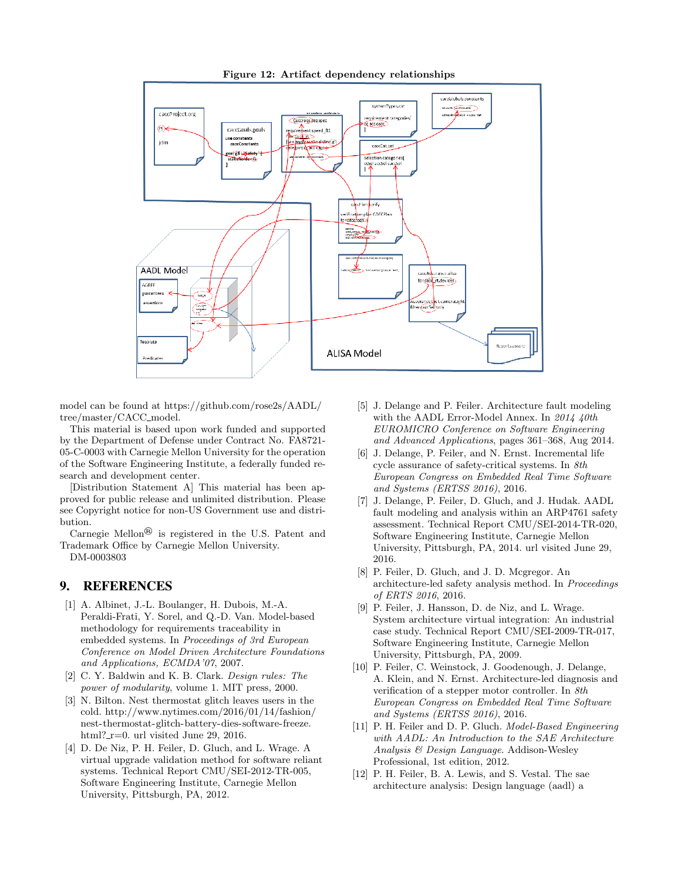**Figure 12: Artifact dependency relationships**

model can be found at https://github.com/rose2s/AADL/tree/master/CACC_model.

This material is based upon work funded and supported by the Department of Defense under Contract No. FA8721-05-C-0003 with Carnegie Mellon University for the operation of the Software Engineering Institute, a federally funded research and development center.

[Distribution Statement A] This material has been approved for public release and unlimited distribution. Please see Copyright notice for non-US Government use and distribution.

Carnegie Mellon® is registered in the U.S. Patent and Trademark Office by Carnegie Mellon University.

DM-0003803

## 9. REFERENCES

[1] A. Albinet, J.-L. Boulanger, H. Dubois, M.-A. Peraldi-Frati, Y. Sorel, and Q.-D. Van. Model-based methodology for requirements traceability in embedded systems. In *Proceedings of 3rd European Conference on Model Driven Architecture Foundations and Applications, ECMDA'07*, 2007.

[2] C. Y. Baldwin and K. B. Clark. *Design rules: The power of modularity*, volume 1. MIT press, 2000.

[3] N. Bilton. Nest thermostat glitch leaves users in the cold. http://www.nytimes.com/2016/01/14/fashion/nest-thermostat-glitch-battery-dies-software-freeze.html?_r=0. url visited June 29, 2016.

[4] D. De Niz, P. H. Feiler, D. Gluch, and L. Wrage. A virtual upgrade validation method for software reliant systems. Technical Report CMU/SEI-2012-TR-005, Software Engineering Institute, Carnegie Mellon University, Pittsburgh, PA, 2012.

[5] J. Delange and P. Feiler. Architecture fault modeling with the AADL Error-Model Annex. In *2014 40th EUROMICRO Conference on Software Engineering and Advanced Applications*, pages 361–368, Aug 2014.

[6] J. Delange, P. Feiler, and N. Ernst. Incremental life cycle assurance of safety-critical systems. In *8th European Congress on Embedded Real Time Software and Systems (ERTSS 2016)*, 2016.

[7] J. Delange, P. Feiler, D. Gluch, and J. Hudak. AADL fault modeling and analysis within an ARP4761 safety assessment. Technical Report CMU/SEI-2014-TR-020, Software Engineering Institute, Carnegie Mellon University, Pittsburgh, PA, 2014. url visited June 29, 2016.

[8] P. Feiler, D. Gluch, and J. D. Mcgregor. An architecture-led safety analysis method. In *Proceedings of ERTS 2016*, 2016.

[9] P. Feiler, J. Hansson, D. de Niz, and L. Wrage. System architecture virtual integration: An industrial case study. Technical Report CMU/SEI-2009-TR-017, Software Engineering Institute, Carnegie Mellon University, Pittsburgh, PA, 2009.

[10] P. Feiler, C. Weinstock, J. Goodenough, J. Delange, A. Klein, and N. Ernst. Architecture-led diagnosis and verification of a stepper motor controller. In *8th European Congress on Embedded Real Time Software and Systems (ERTSS 2016)*, 2016.

[11] P. H. Feiler and D. P. Gluch. *Model-Based Engineering with AADL: An Introduction to the SAE Architecture Analysis & Design Language*. Addison-Wesley Professional, 1st edition, 2012.

[12] P. H. Feiler, B. A. Lewis, and S. Vestal. The sae architecture analysis: Design language (aadl) a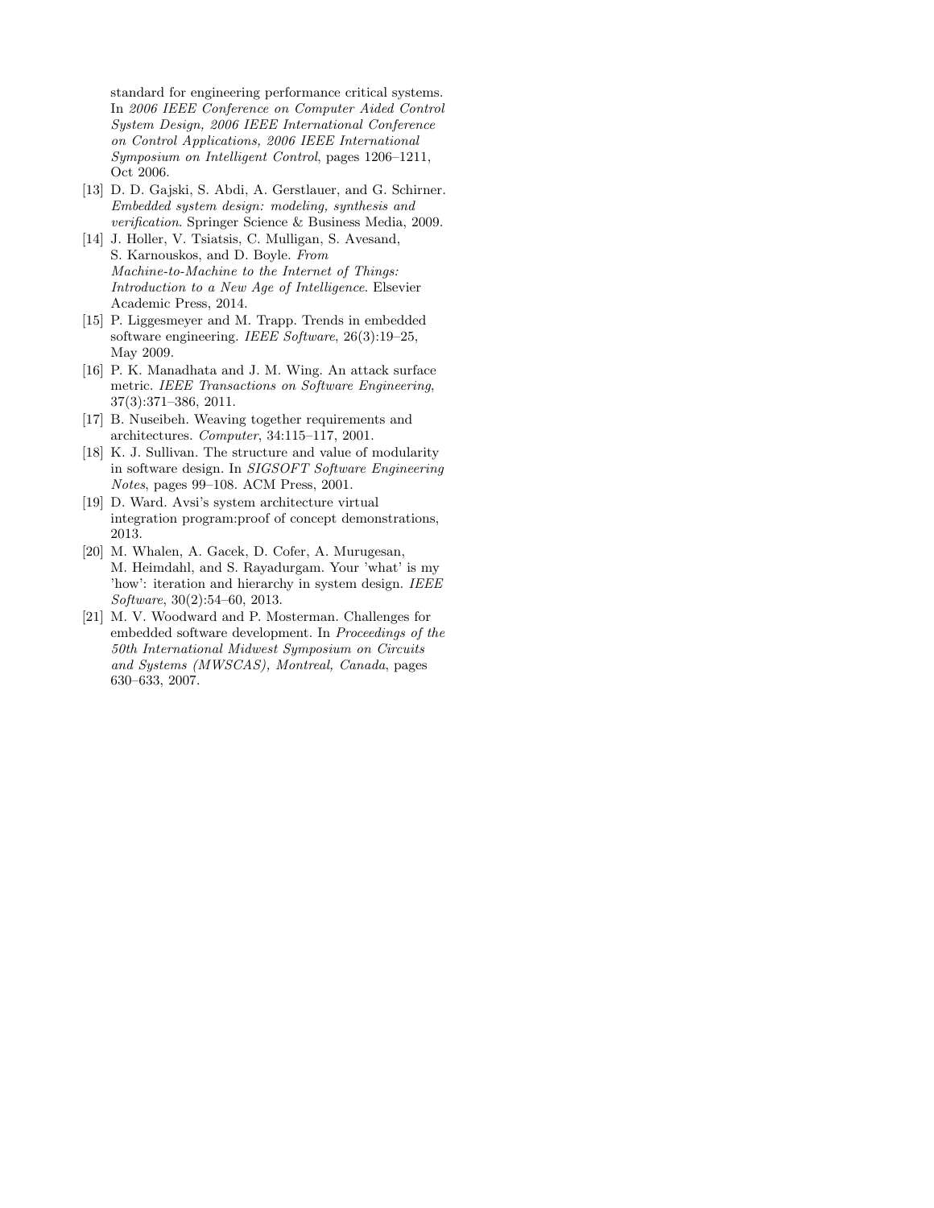standard for engineering performance critical systems. In *2006 IEEE Conference on Computer Aided Control System Design, 2006 IEEE International Conference on Control Applications, 2006 IEEE International Symposium on Intelligent Control*, pages 1206–1211, Oct 2006.

[13] D. D. Gajski, S. Abdi, A. Gerstlauer, and G. Schirner. *Embedded system design: modeling, synthesis and verification*. Springer Science & Business Media, 2009.

[14] J. Holler, V. Tsiatsis, C. Mulligan, S. Avesand, S. Karnouskos, and D. Boyle. *From Machine-to-Machine to the Internet of Things: Introduction to a New Age of Intelligence*. Elsevier Academic Press, 2014.

[15] P. Liggesmeyer and M. Trapp. Trends in embedded software engineering. *IEEE Software*, 26(3):19–25, May 2009.

[16] P. K. Manadhata and J. M. Wing. An attack surface metric. *IEEE Transactions on Software Engineering*, 37(3):371–386, 2011.

[17] B. Nuseibeh. Weaving together requirements and architectures. *Computer*, 34:115–117, 2001.

[18] K. J. Sullivan. The structure and value of modularity in software design. In *SIGSOFT Software Engineering Notes*, pages 99–108. ACM Press, 2001.

[19] D. Ward. Avsi's system architecture virtual integration program:proof of concept demonstrations, 2013.

[20] M. Whalen, A. Gacek, D. Cofer, A. Murugesan, M. Heimdahl, and S. Rayadurgam. Your 'what' is my 'how': iteration and hierarchy in system design. *IEEE Software*, 30(2):54–60, 2013.

[21] M. V. Woodward and P. Mosterman. Challenges for embedded software development. In *Proceedings of the 50th International Midwest Symposium on Circuits and Systems (MWSCAS), Montreal, Canada*, pages 630–633, 2007.